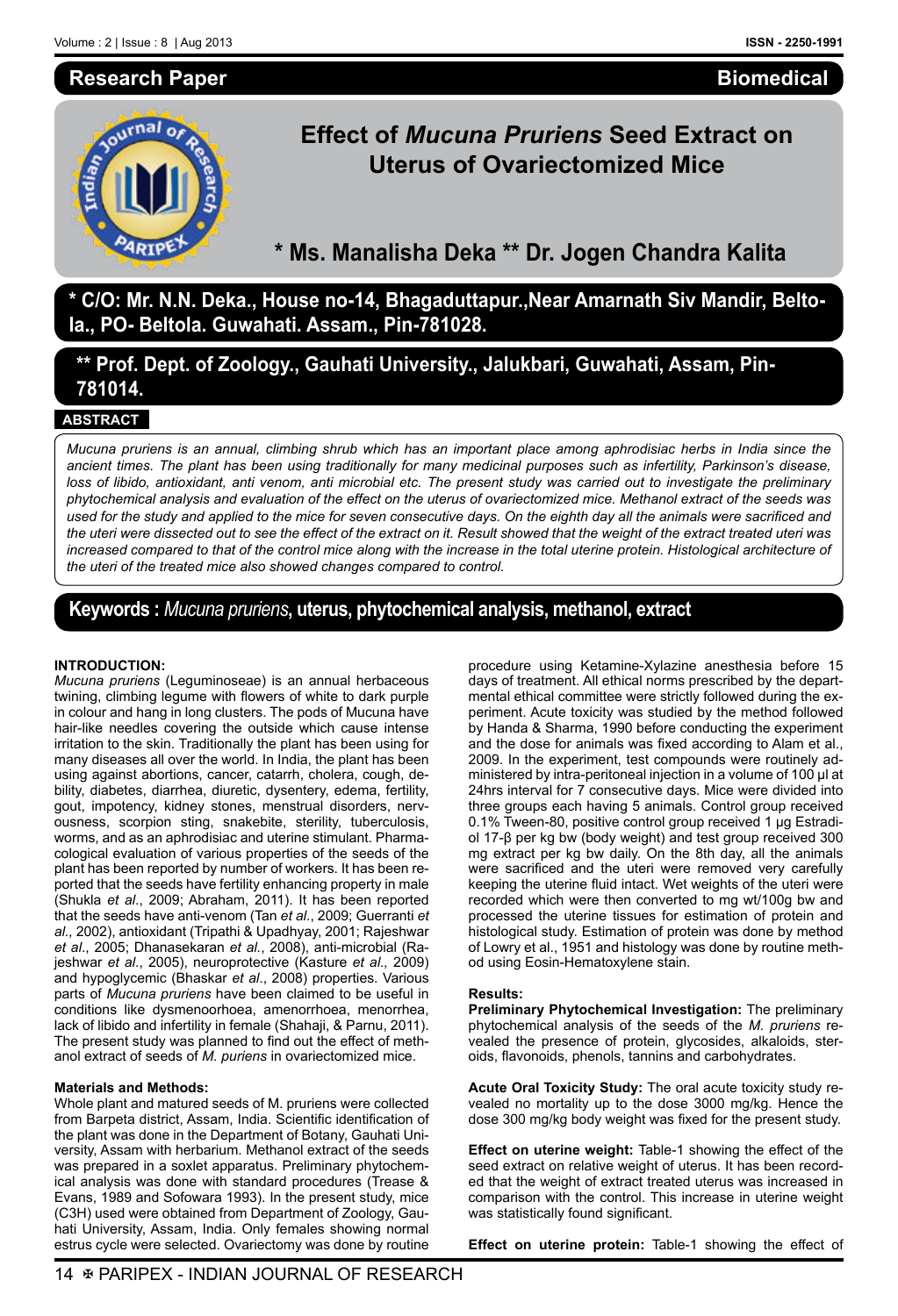Research Paper | Biomedical

# Effect of *Mucuna Pruriens* Seed Extract on Uterus of Ovariectomized Mice

**\* Ms. Manalisha Deka \*\* Dr. Jogen Chandra Kalita**

**\* C/O: Mr. N.N. Deka., House no-14, Bhagaduttapur.,Near Amarnath Siv Mandir, Beltola., PO- Beltola. Guwahati. Assam., Pin-781028.**

**\*\* Prof. Dept. of Zoology., Gauhati University., Jalukbari, Guwahati, Assam, Pin-781014.**

**ABSTRACT**

*Mucuna pruriens is an annual, climbing shrub which has an important place among aphrodisiac herbs in India since the ancient times. The plant has been using traditionally for many medicinal purposes such as infertility, Parkinson's disease, loss of libido, antioxidant, anti venom, anti microbial etc. The present study was carried out to investigate the preliminary phytochemical analysis and evaluation of the effect on the uterus of ovariectomized mice. Methanol extract of the seeds was used for the study and applied to the mice for seven consecutive days. On the eighth day all the animals were sacrificed and the uteri were dissected out to see the effect of the extract on it. Result showed that the weight of the extract treated uteri was increased compared to that of the control mice along with the increase in the total uterine protein. Histological architecture of the uteri of the treated mice also showed changes compared to control.*

**Keywords :** *Mucuna pruriens*, **uterus, phytochemical analysis, methanol, extract**

## INTRODUCTION:

*Mucuna pruriens* (Leguminoseae) is an annual herbaceous twining, climbing legume with flowers of white to dark purple in colour and hang in long clusters. The pods of Mucuna have hair-like needles covering the outside which cause intense irritation to the skin. Traditionally the plant has been using for many diseases all over the world. In India, the plant has been using against abortions, cancer, catarrh, cholera, cough, debility, diabetes, diarrhea, diuretic, dysentery, edema, fertility, gout, impotency, kidney stones, menstrual disorders, nervousness, scorpion sting, snakebite, sterility, tuberculosis, worms, and as an aphrodisiac and uterine stimulant. Pharmacological evaluation of various properties of the seeds of the plant has been reported by number of workers. It has been reported that the seeds have fertility enhancing property in male (Shukla *et al*., 2009; Abraham, 2011). It has been reported that the seeds have anti-venom (Tan *et al*., 2009; Guerranti *et al.,* 2002), antioxidant (Tripathi & Upadhyay, 2001; Rajeshwar *et al*., 2005; Dhanasekaran *et al*., 2008), anti-microbial (Rajeshwar *et al*., 2005), neuroprotective (Kasture *et al.,* 2009) and hypoglycemic (Bhaskar *et al*., 2008) properties. Various parts of *Mucuna pruriens* have been claimed to be useful in conditions like dysmenoorhoea, amenorrhoea, menorrhea, lack of libido and infertility in female (Shahaji, & Parnu, 2011). The present study was planned to find out the effect of methanol extract of seeds of *M. puriens* in ovariectomized mice.

### Materials and Methods:

Whole plant and matured seeds of M. pruriens were collected from Barpeta district, Assam, India. Scientific identification of the plant was done in the Department of Botany, Gauhati University, Assam with herbarium. Methanol extract of the seeds was prepared in a soxlet apparatus. Preliminary phytochemical analysis was done with standard procedures (Trease & Evans, 1989 and Sofowara 1993). In the present study, mice (C3H) used were obtained from Department of Zoology, Gauhati University, Assam, India. Only females showing normal estrus cycle were selected. Ovariectomy was done by routine procedure using Ketamine-Xylazine anesthesia before 15 days of treatment. All ethical norms prescribed by the departmental ethical committee were strictly followed during the experiment. Acute toxicity was studied by the method followed by Handa & Sharma, 1990 before conducting the experiment and the dose for animals was fixed according to Alam et al., 2009. In the experiment, test compounds were routinely administered by intra-peritoneal injection in a volume of 100 μl at 24hrs interval for 7 consecutive days. Mice were divided into three groups each having 5 animals. Control group received 0.1% Tween-80, positive control group received 1 μg Estradiol 17-β per kg bw (body weight) and test group received 300 mg extract per kg bw daily. On the 8th day, all the animals were sacrificed and the uteri were removed very carefully keeping the uterine fluid intact. Wet weights of the uteri were recorded which were then converted to mg wt/100g bw and processed the uterine tissues for estimation of protein and histological study. Estimation of protein was done by method of Lowry et al., 1951 and histology was done by routine method using Eosin-Hematoxylene stain.

### Results:

**Preliminary Phytochemical Investigation:** The preliminary phytochemical analysis of the seeds of the *M. pruriens* revealed the presence of protein, glycosides, alkaloids, steroids, flavonoids, phenols, tannins and carbohydrates.

**Acute Oral Toxicity Study:** The oral acute toxicity study revealed no mortality up to the dose 3000 mg/kg. Hence the dose 300 mg/kg body weight was fixed for the present study.

**Effect on uterine weight:** Table-1 showing the effect of the seed extract on relative weight of uterus. It has been recorded that the weight of extract treated uterus was increased in comparison with the control. This increase in uterine weight was statistically found significant.

**Effect on uterine protein:** Table-1 showing the effect of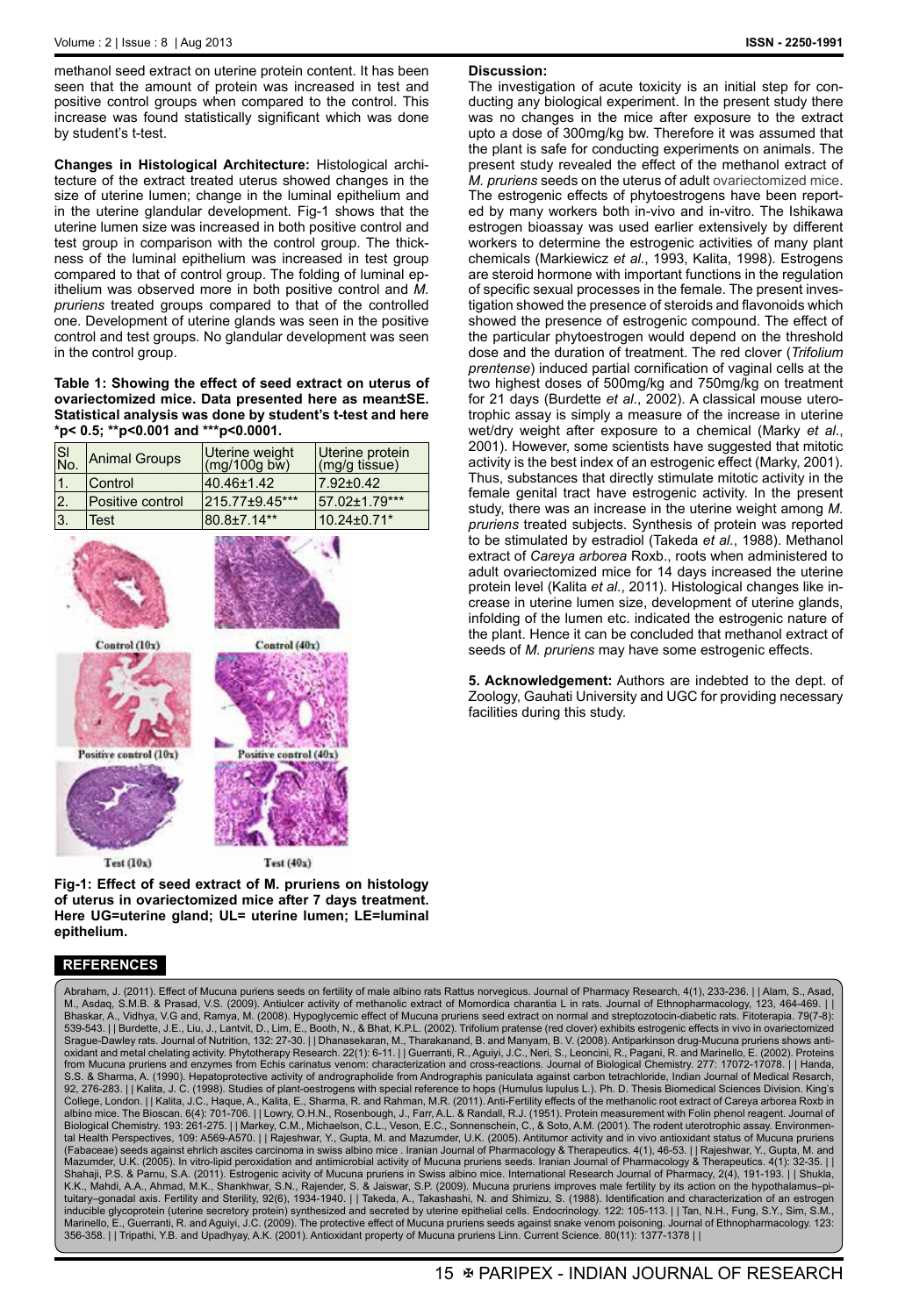methanol seed extract on uterine protein content. It has been seen that the amount of protein was increased in test and positive control groups when compared to the control. This increase was found statistically significant which was done by student's t-test.

**Changes in Histological Architecture:** Histological architecture of the extract treated uterus showed changes in the size of uterine lumen; change in the luminal epithelium and in the uterine glandular development. Fig-1 shows that the uterine lumen size was increased in both positive control and test group in comparison with the control group. The thickness of the luminal epithelium was increased in test group compared to that of control group. The folding of luminal epithelium was observed more in both positive control and *M. pruriens* treated groups compared to that of the controlled one. Development of uterine glands was seen in the positive control and test groups. No glandular development was seen in the control group.

**Table 1: Showing the effect of seed extract on uterus of ovariectomized mice. Data presented here as mean±SE. Statistical analysis was done by student's t-test and here *p< 0.5; **p<0.001 and ***p<0.0001.**

| Sl No. | Animal Groups | Uterine weight (mg/100g bw) | Uterine protein (mg/g tissue) |
|---|---|---|---|
| 1. | Control | 40.46±1.42 | 7.92±0.42 |
| 2. | Positive control | 215.77±9.45*** | 57.02±1.79*** |
| 3. | Test | 80.8±7.14** | 10.24±0.71* |

Control (10x)

Control (40x)

Positive control (10x)

Positive control (40x)

Test (10x)

Test (40x)

**Fig-1: Effect of seed extract of M. pruriens on histology of uterus in ovariectomized mice after 7 days treatment. Here UG=uterine gland; UL= uterine lumen; LE=luminal epithelium.**

**Discussion:**

The investigation of acute toxicity is an initial step for conducting any biological experiment. In the present study there was no changes in the mice after exposure to the extract upto a dose of 300mg/kg bw. Therefore it was assumed that the plant is safe for conducting experiments on animals. The present study revealed the effect of the methanol extract of *M. pruriens* seeds on the uterus of adult ovariectomized mice. The estrogenic effects of phytoestrogens have been reported by many workers both in-vivo and in-vitro. The Ishikawa estrogen bioassay was used earlier extensively by different workers to determine the estrogenic activities of many plant chemicals (Markiewicz *et al*., 1993, Kalita, 1998). Estrogens are steroid hormone with important functions in the regulation of specific sexual processes in the female. The present investigation showed the presence of steroids and flavonoids which showed the presence of estrogenic compound. The effect of the particular phytoestrogen would depend on the threshold dose and the duration of treatment. The red clover (*Trifolium prentense*) induced partial cornification of vaginal cells at the two highest doses of 500mg/kg and 750mg/kg on treatment for 21 days (Burdette *et al*., 2002). A classical mouse uterotrophic assay is simply a measure of the increase in uterine wet/dry weight after exposure to a chemical (Marky *et al*., 2001). However, some scientists have suggested that mitotic activity is the best index of an estrogenic effect (Marky, 2001). Thus, substances that directly stimulate mitotic activity in the female genital tract have estrogenic activity. In the present study, there was an increase in the uterine weight among *M. pruriens* treated subjects. Synthesis of protein was reported to be stimulated by estradiol (Takeda *et al*., 1988). Methanol extract of *Careya arborea* Roxb., roots when administered to adult ovariectomized mice for 14 days increased the uterine protein level (Kalita *et al*., 2011). Histological changes like increase in uterine lumen size, development of uterine glands, infolding of the lumen etc. indicated the estrogenic nature of the plant. Hence it can be concluded that methanol extract of seeds of *M. pruriens* may have some estrogenic effects.

**5. Acknowledgement:** Authors are indebted to the dept. of Zoology, Gauhati University and UGC for providing necessary facilities during this study.

## REFERENCES

Abraham, J. (2011). Effect of Mucuna puriens seeds on fertility of male albino rats Rattus norvegicus. Journal of Pharmacy Research, 4(1), 233-236. | | Alam, S., Asad, M., Asdaq, S.M.B. & Prasad, V.S. (2009). Antiulcer activity of methanolic extract of Momordica charantia L in rats. Journal of Ethnopharmacology, 123, 464-469. | | Bhaskar, A., Vidhya, V.G and, Ramya, M. (2008). Hypoglycemic effect of Mucuna pruriens seed extract on normal and streptozotocin-diabetic rats. Fitoterapia. 79(7-8): 539-543. | | Burdette, J.E., Liu, J., Lantvit, D., Lim, E., Booth, N., & Bhat, K.P.L. (2002). Trifolium pratense (red clover) exhibits estrogenic effects in vivo in ovariectomized Sragué-Dawley rats. Journal of Nutrition, 132: 27-30. | | Dhanasekaran, M., Tharakanand, B. and Manyam, B. V. (2008). Antiparkinson drug-Mucuna pruriens shows antioxidant and metal chelating activity. Phytotherapy Research. 22(1): 6-11. | | Guerranti, R., Aguiyi, J.C., Neri, S., Leoncini, R., Pagani, R. and Marinello, E. (2002). Proteins from Mucuna pruriens and enzymes from Echis carinatus venom: characterization and cross-reactions. Journal of Biological Chemistry. 277: 17072-17078. | | Handa, S.S. & Sharma, A. (1990). Hepatoprotective activity of andrographolide from Andrographis paniculata against carbon tetrachloride, Indian Journal of Medical Research, 92, 276-283. | | Kalita, J. C. (1998). Studies of plant-oestrogens with special reference to hops (Humulus lupulus L.). Ph. D. Thesis Biomedical Sciences Division. King's College, London. | | Kalita, J.C., Haque, A., Kalita, E., Sharma, R. and Rahman, M.R. (2011). Anti-Fertility effects of the methanolic root extract of Careya arborea Roxb in albino mice. The Bioscan. 6(4): 701-706. | | Lowry, O.H.N., Rosenbough, J., Farr, A.L. & Randall, R.J. (1951). Protein measurement with Folin phenol reagent. Journal of Biological Chemistry. 193: 261-275. | | Markey, C.M., Michaelson, C.L., Veson, E.C., Sonnenschein, C., & Soto, A.M. (2001). The rodent uterotrophic assay. Environmental Health Perspectives, 109: A569-A570. | | Rajeshwar, Y., Gupta, M. and Mazumder, U.K. (2005). Antitumor activity and in vivo antioxidant status of Mucuna pruriens (Fabaceae) seeds against ehrlich ascites carcinoma in swiss albino mice . Iranian Journal of Pharmacology & Therapeutics. 4(1), 46-53. | | Rajeshwar, Y., Gupta, M. and Mazumder, U.K. (2005). In vitro-lipid peroxidation and antimicrobial activity of Mucuna pruriens seeds. Iranian Journal of Pharmacology & Therapeutics. 4(1): 32-35. | | Shahaji, P.S. & Parnu, S.A. (2011). Estrogenic acivity of Mucuna pruriens in Swiss albino mice. International Research Journal of Pharmacy, 2(4), 191-193. | | Shukla, K.K., Mahdi, A.A., Ahmad, M.K., Shankhwar, S.N., Rajender, S. & Jaiswar, S.P. (2009). Mucuna pruriens improves male fertility by its action on the hypothalamus–pituitary–gonadal axis. Fertility and Sterility, 92(6), 1934-1940. | | Takeda, A., Takashashi, N. and Shimizu, S. (1988). Identification and characterization of an estrogen inducible glycoprotein (uterine secretory protein) synthesized and secreted by uterine epithelial cells. Endocrinology. 122: 105-113. | | Tan, N.H., Fung, S.Y., Sim, S.M., Marinello, E., Guerranti, R. and Aguiyi, J.C. (2009). The protective effect of Mucuna pruriens seeds against snake venom poisoning. Journal of Ethnopharmacology. 123: 356-358. | | Tripathi, Y.B. and Upadhyay, A.K. (2001). Antioxidant property of Mucuna pruriens Linn. Current Science. 80(11): 1377-1378 | |